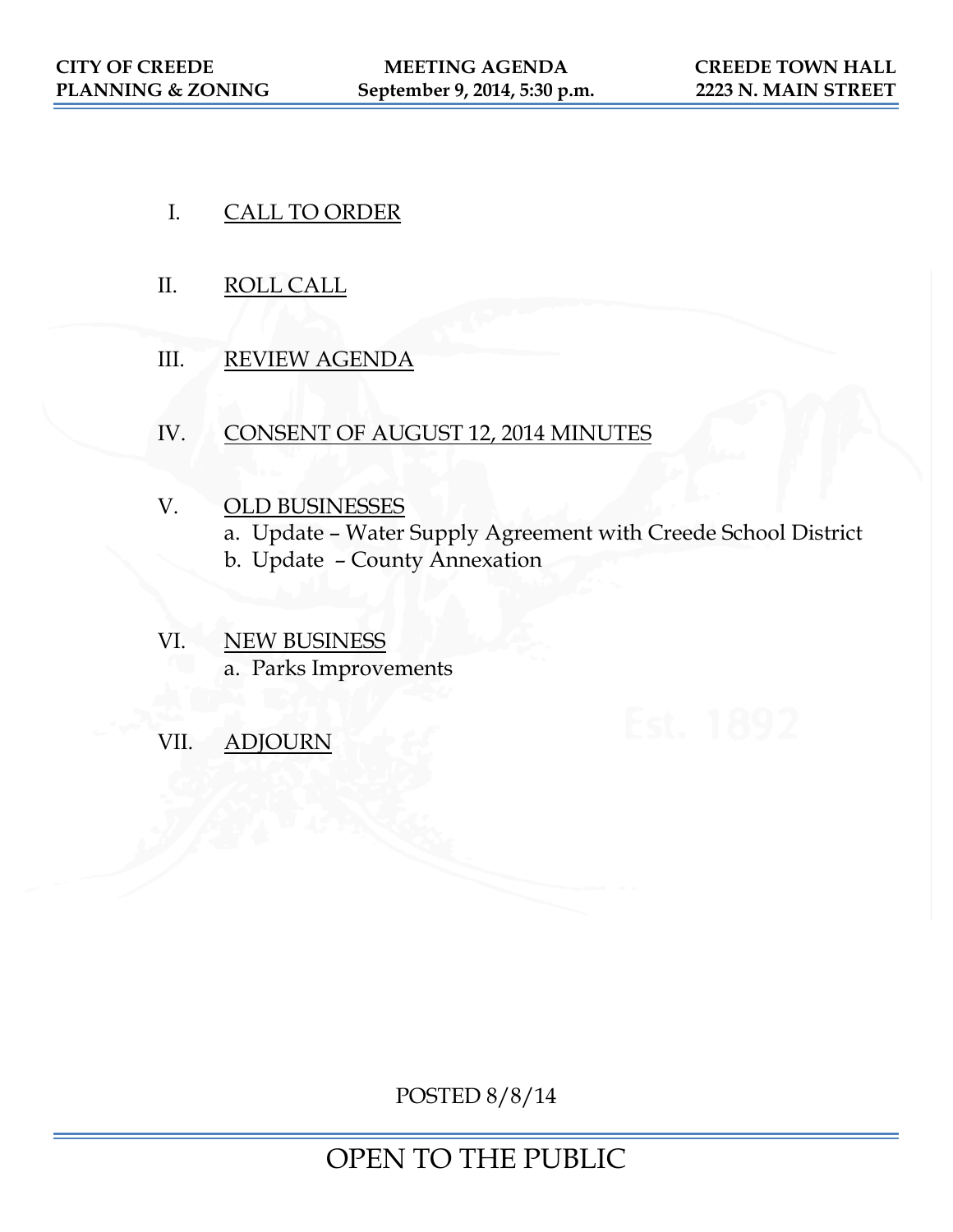**CITY OF CREEDE**
**PLANNING & ZONING**

**MEETING AGENDA**
**September 9, 2014, 5:30 p.m.**

**CREEDE TOWN HALL**
**2223 N. MAIN STREET**

I. CALL TO ORDER

II. ROLL CALL

III. REVIEW AGENDA

IV. CONSENT OF AUGUST 12, 2014 MINUTES

V. OLD BUSINESSES
   a. Update – Water Supply Agreement with Creede School District
   b. Update – County Annexation

VI. NEW BUSINESS
   a. Parks Improvements

VII. ADJOURN

POSTED 8/8/14

OPEN TO THE PUBLIC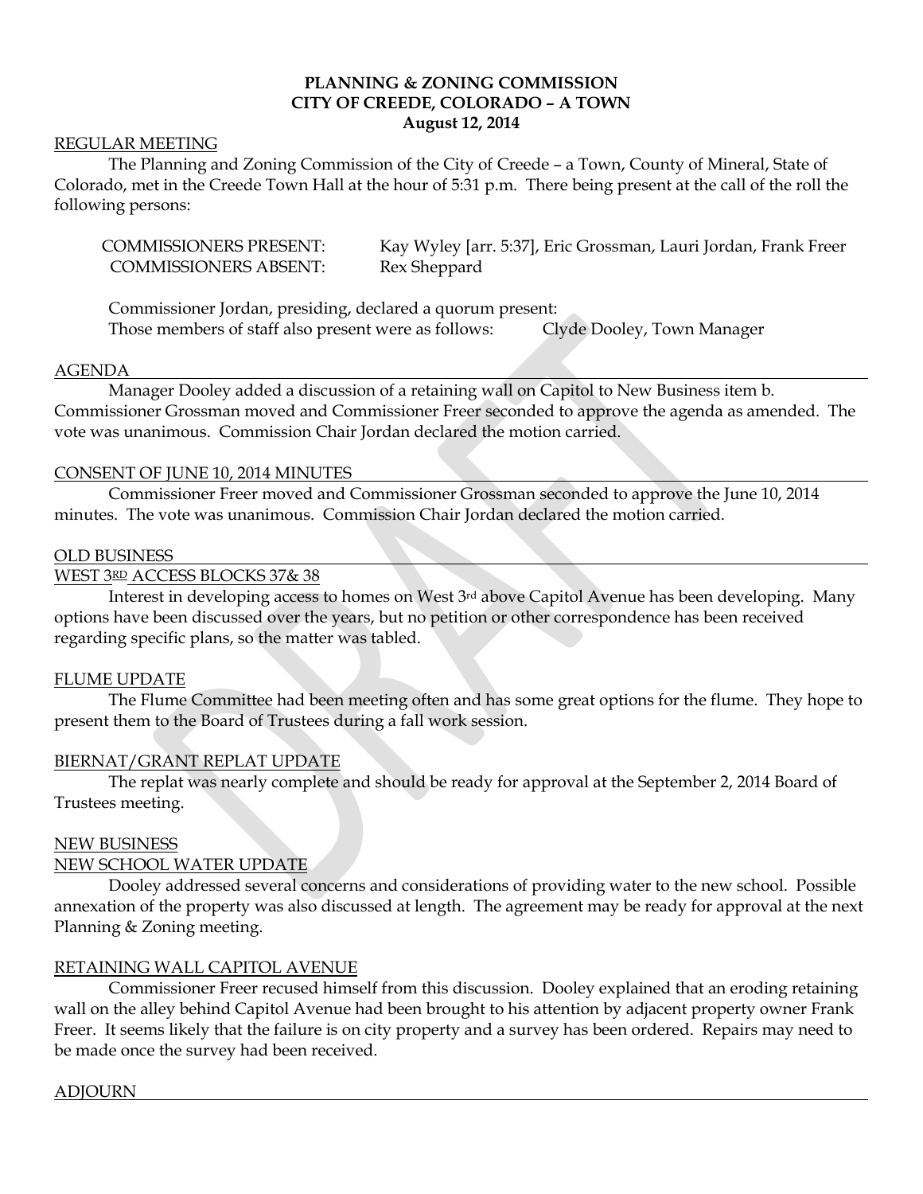**PLANNING & ZONING COMMISSION**
**CITY OF CREEDE, COLORADO – A TOWN**
**August 12, 2014**

REGULAR MEETING

The Planning and Zoning Commission of the City of Creede – a Town, County of Mineral, State of Colorado, met in the Creede Town Hall at the hour of 5:31 p.m. There being present at the call of the roll the following persons:

| | |
|---|---|
| COMMISSIONERS PRESENT: | Kay Wyley [arr. 5:37], Eric Grossman, Lauri Jordan, Frank Freer |
| COMMISSIONERS ABSENT: | Rex Sheppard |

Commissioner Jordan, presiding, declared a quorum present:

Those members of staff also present were as follows: Clyde Dooley, Town Manager

AGENDA

Manager Dooley added a discussion of a retaining wall on Capitol to New Business item b. Commissioner Grossman moved and Commissioner Freer seconded to approve the agenda as amended. The vote was unanimous. Commission Chair Jordan declared the motion carried.

CONSENT OF JUNE 10, 2014 MINUTES

Commissioner Freer moved and Commissioner Grossman seconded to approve the June 10, 2014 minutes. The vote was unanimous. Commission Chair Jordan declared the motion carried.

OLD BUSINESS

WEST 3RD ACCESS BLOCKS 37& 38

Interest in developing access to homes on West 3rd above Capitol Avenue has been developing. Many options have been discussed over the years, but no petition or other correspondence has been received regarding specific plans, so the matter was tabled.

FLUME UPDATE

The Flume Committee had been meeting often and has some great options for the flume. They hope to present them to the Board of Trustees during a fall work session.

BIERNAT/GRANT REPLAT UPDATE

The replat was nearly complete and should be ready for approval at the September 2, 2014 Board of Trustees meeting.

NEW BUSINESS

NEW SCHOOL WATER UPDATE

Dooley addressed several concerns and considerations of providing water to the new school. Possible annexation of the property was also discussed at length. The agreement may be ready for approval at the next Planning & Zoning meeting.

RETAINING WALL CAPITOL AVENUE

Commissioner Freer recused himself from this discussion. Dooley explained that an eroding retaining wall on the alley behind Capitol Avenue had been brought to his attention by adjacent property owner Frank Freer. It seems likely that the failure is on city property and a survey has been ordered. Repairs may need to be made once the survey had been received.

ADJOURN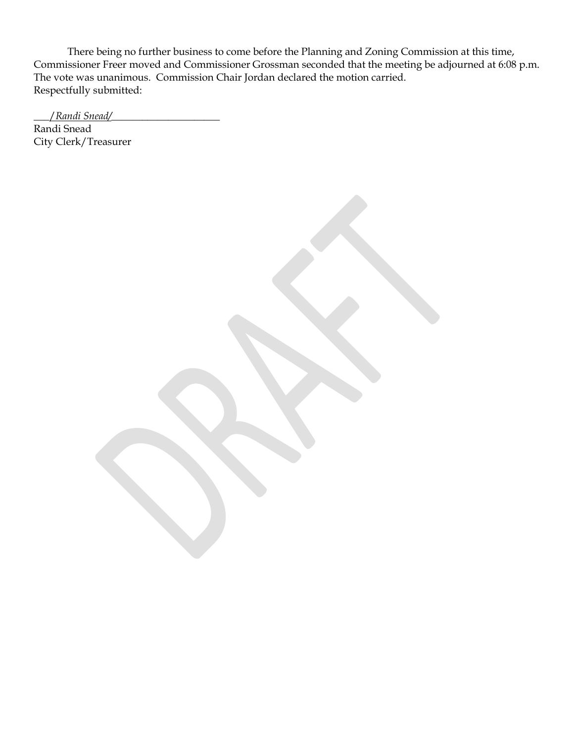There being no further business to come before the Planning and Zoning Commission at this time, Commissioner Freer moved and Commissioner Grossman seconded that the meeting be adjourned at 6:08 p.m. The vote was unanimous. Commission Chair Jordan declared the motion carried.

Respectfully submitted:

___/*Randi Snead*/_____________________

Randi Snead
City Clerk/Treasurer

DRAFT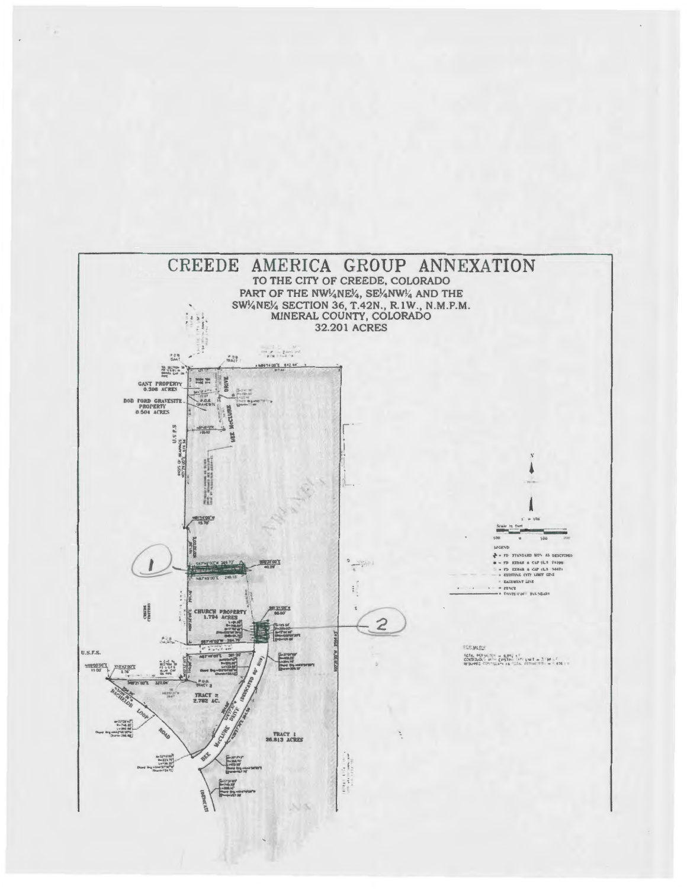# CREEDE AMERICA GROUP ANNEXATION

TO THE CITY OF CREEDE, COLORADO

PART OF THE NW¼NE¼, SE¼NW¼ AND THE SW¼NE¼ SECTION 36, T.42N., R.1W., N.M.P.M.

MINERAL COUNTY, COLORADO

32.201 ACRES

GANT PROPERTY
0.308 ACRES

BOB FORD GRAVESITE PROPERTY
0.504 ACRES

U.S.F.S.

BEE McCLURE DRIVE

1

2

CHURCH PROPERTY
1.794 ACRES

CREEDE CEMETERY

U.S.F.S.

BACHELOR LOOP ROAD

TRACT II
2.782 AC.

BEE McCLURE DRIVE (DEDICATED 60' ROW)

TRACT I
26.813 ACRES

N

LEGEND